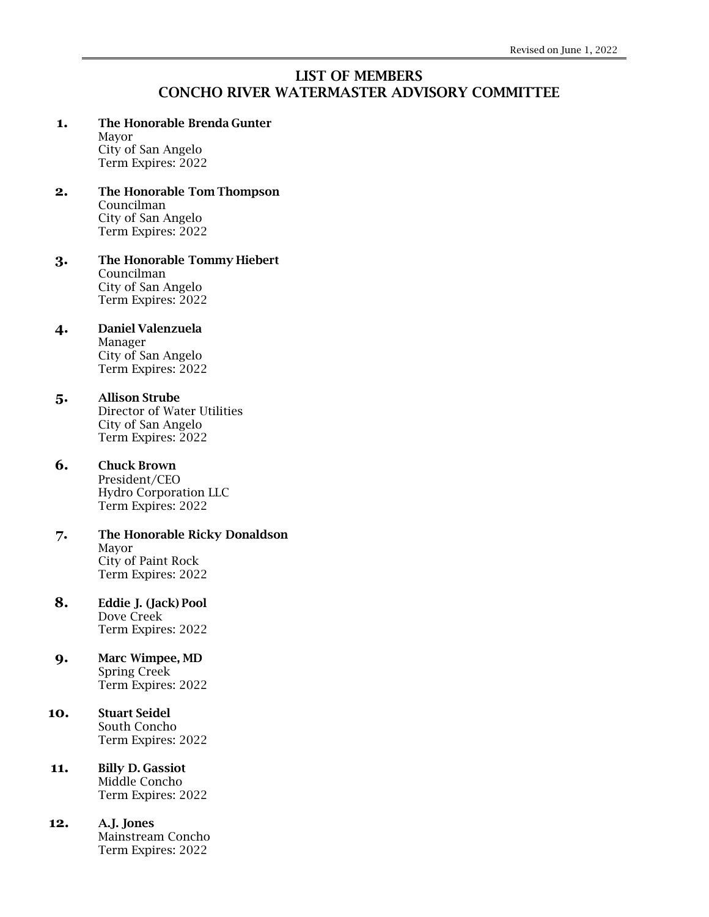Revised on June 1, 2022

# LIST OF MEMBERS
# CONCHO RIVER WATERMASTER ADVISORY COMMITTEE

**1.** **The Honorable Brenda Gunter**
Mayor
City of San Angelo
Term Expires: 2022

**2.** **The Honorable Tom Thompson**
Councilman
City of San Angelo
Term Expires: 2022

**3.** **The Honorable Tommy Hiebert**
Councilman
City of San Angelo
Term Expires: 2022

**4.** **Daniel Valenzuela**
Manager
City of San Angelo
Term Expires: 2022

**5.** **Allison Strube**
Director of Water Utilities
City of San Angelo
Term Expires: 2022

**6.** **Chuck Brown**
President/CEO
Hydro Corporation LLC
Term Expires: 2022

**7.** **The Honorable Ricky Donaldson**
Mayor
City of Paint Rock
Term Expires: 2022

**8.** **Eddie J. (Jack) Pool**
Dove Creek
Term Expires: 2022

**9.** **Marc Wimpee, MD**
Spring Creek
Term Expires: 2022

**10.** **Stuart Seidel**
South Concho
Term Expires: 2022

**11.** **Billy D. Gassiot**
Middle Concho
Term Expires: 2022

**12.** **A.J. Jones**
Mainstream Concho
Term Expires: 2022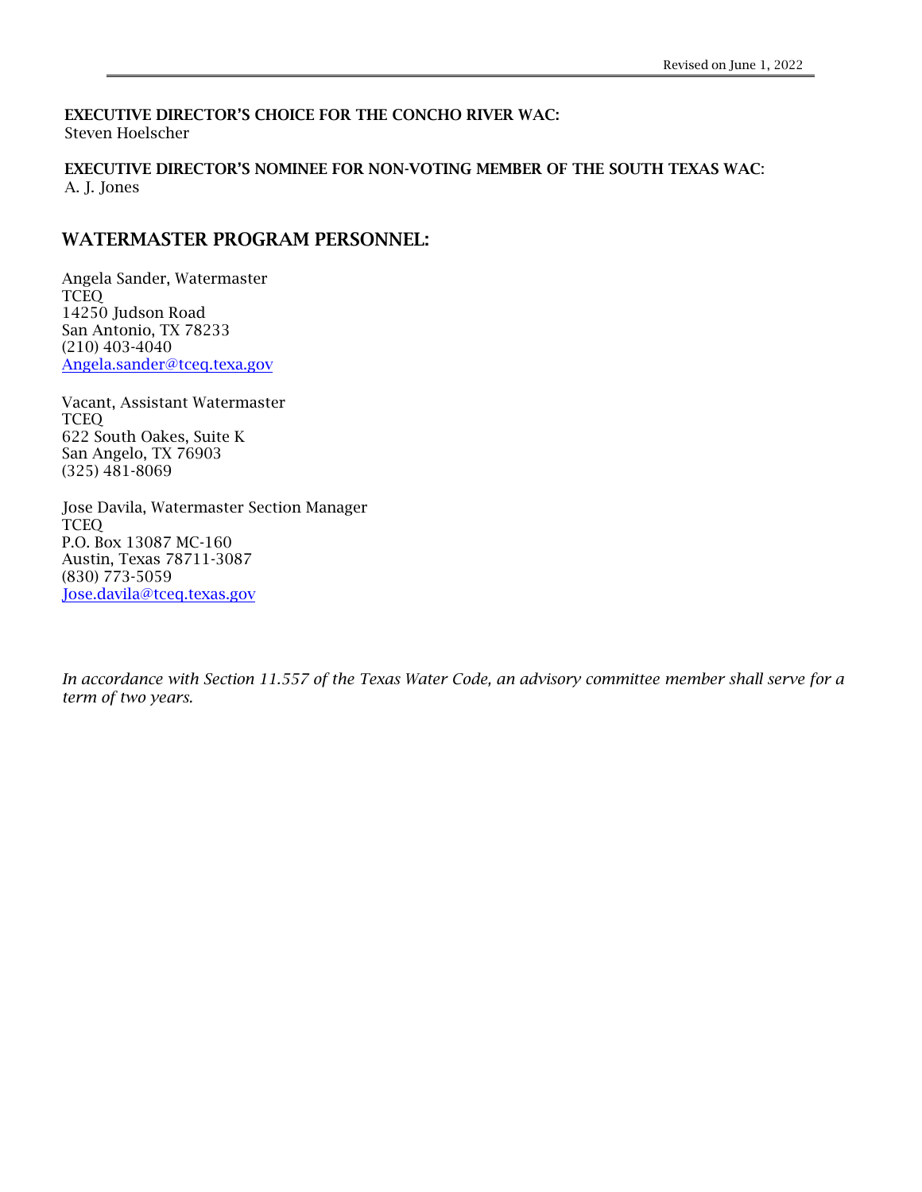**EXECUTIVE DIRECTOR'S CHOICE FOR THE CONCHO RIVER WAC:**
Steven Hoelscher

**EXECUTIVE DIRECTOR'S NOMINEE FOR NON-VOTING MEMBER OF THE SOUTH TEXAS WAC:**
A. J. Jones

## WATERMASTER PROGRAM PERSONNEL:

Angela Sander, Watermaster
TCEQ
14250 Judson Road
San Antonio, TX 78233
(210) 403-4040
Angela.sander@tceq.texa.gov

Vacant, Assistant Watermaster
TCEQ
622 South Oakes, Suite K
San Angelo, TX 76903
(325) 481-8069

Jose Davila, Watermaster Section Manager
TCEQ
P.O. Box 13087 MC-160
Austin, Texas 78711-3087
(830) 773-5059
Jose.davila@tceq.texas.gov

*In accordance with Section 11.557 of the Texas Water Code, an advisory committee member shall serve for a term of two years.*